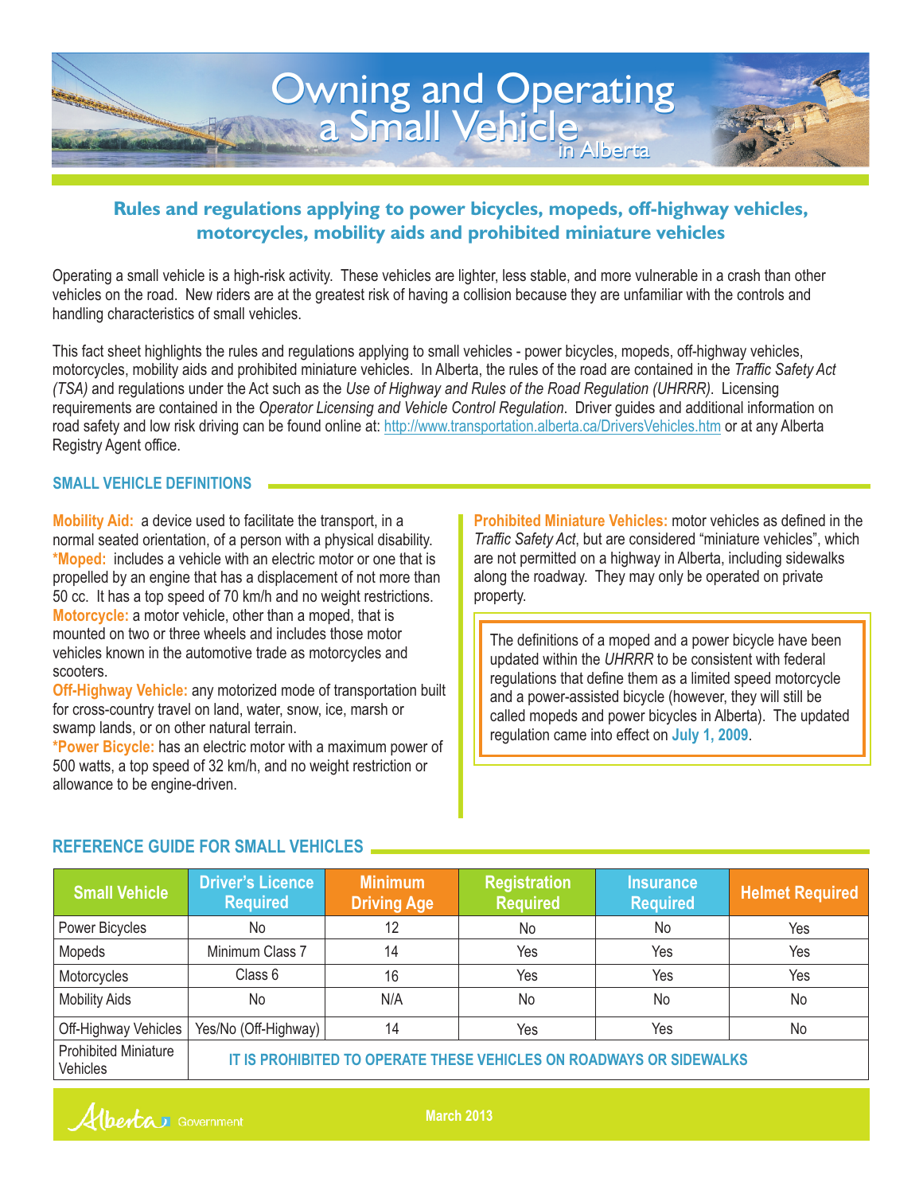# Owning and Operating a Small Vehicle in Alberta

## Rules and regulations applying to power bicycles, mopeds, off-highway vehicles, motorcycles, mobility aids and prohibited miniature vehicles

Operating a small vehicle is a high-risk activity. These vehicles are lighter, less stable, and more vulnerable in a crash than other vehicles on the road. New riders are at the greatest risk of having a collision because they are unfamiliar with the controls and handling characteristics of small vehicles.

This fact sheet highlights the rules and regulations applying to small vehicles - power bicycles, mopeds, off-highway vehicles, motorcycles, mobility aids and prohibited miniature vehicles. In Alberta, the rules of the road are contained in the *Traffic Safety Act (TSA)* and regulations under the Act such as the *Use of Highway and Rules of the Road Regulation (UHRRR)*. Licensing requirements are contained in the *Operator Licensing and Vehicle Control Regulation*. Driver guides and additional information on road safety and low risk driving can be found online at: http://www.transportation.alberta.ca/DriversVehicles.htm or at any Alberta Registry Agent office.

### SMALL VEHICLE DEFINITIONS

**Mobility Aid:** a device used to facilitate the transport, in a normal seated orientation, of a person with a physical disability.

***Moped:** includes a vehicle with an electric motor or one that is propelled by an engine that has a displacement of not more than 50 cc. It has a top speed of 70 km/h and no weight restrictions.

**Motorcycle:** a motor vehicle, other than a moped, that is mounted on two or three wheels and includes those motor vehicles known in the automotive trade as motorcycles and scooters.

**Off-Highway Vehicle:** any motorized mode of transportation built for cross-country travel on land, water, snow, ice, marsh or swamp lands, or on other natural terrain.

***Power Bicycle:** has an electric motor with a maximum power of 500 watts, a top speed of 32 km/h, and no weight restriction or allowance to be engine-driven.

**Prohibited Miniature Vehicles:** motor vehicles as defined in the *Traffic Safety Act*, but are considered "miniature vehicles", which are not permitted on a highway in Alberta, including sidewalks along the roadway. They may only be operated on private property.

> The definitions of a moped and a power bicycle have been updated within the *UHRRR* to be consistent with federal regulations that define them as a limited speed motorcycle and a power-assisted bicycle (however, they will still be called mopeds and power bicycles in Alberta). The updated regulation came into effect on **July 1, 2009**.

### REFERENCE GUIDE FOR SMALL VEHICLES

| Small Vehicle | Driver's Licence Required | Minimum Driving Age | Registration Required | Insurance Required | Helmet Required |
|---|---|---|---|---|---|
| Power Bicycles | No | 12 | No | No | Yes |
| Mopeds | Minimum Class 7 | 14 | Yes | Yes | Yes |
| Motorcycles | Class 6 | 16 | Yes | Yes | Yes |
| Mobility Aids | No | N/A | No | No | No |
| Off-Highway Vehicles | Yes/No (Off-Highway) | 14 | Yes | Yes | No |
| Prohibited Miniature Vehicles | IT IS PROHIBITED TO OPERATE THESE VEHICLES ON ROADWAYS OR SIDEWALKS | | | | |

March 2013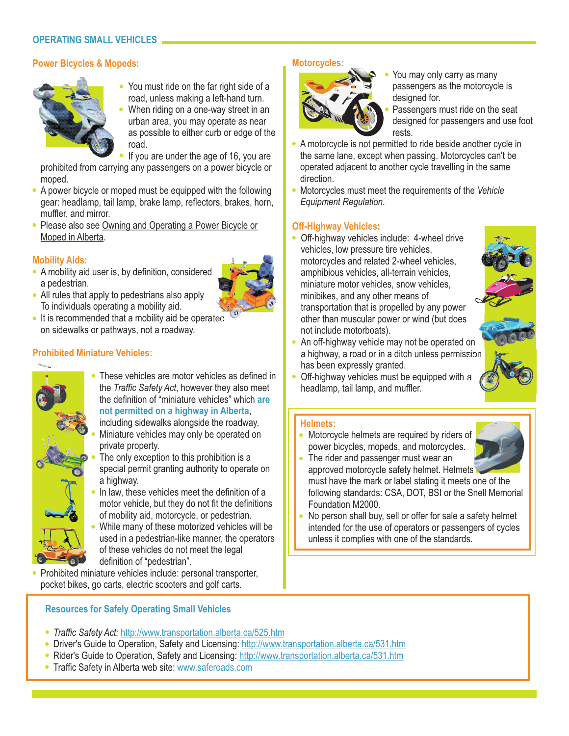## OPERATING SMALL VEHICLES

### Power Bicycles & Mopeds:

- You must ride on the far right side of a road, unless making a left-hand turn.
- When riding on a one-way street in an urban area, you may operate as near as possible to either curb or edge of the road.
- If you are under the age of 16, you are prohibited from carrying any passengers on a power bicycle or moped.
- A power bicycle or moped must be equipped with the following gear: headlamp, tail lamp, brake lamp, reflectors, brakes, horn, muffler, and mirror.
- Please also see Owning and Operating a Power Bicycle or Moped in Alberta.

### Mobility Aids:

- A mobility aid user is, by definition, considered a pedestrian.
- All rules that apply to pedestrians also apply To individuals operating a mobility aid.
- It is recommended that a mobility aid be operated on sidewalks or pathways, not a roadway.

### Prohibited Miniature Vehicles:

- These vehicles are motor vehicles as defined in the *Traffic Safety Act*, however they also meet the definition of "miniature vehicles" which **are not permitted on a highway in Alberta**, including sidewalks alongside the roadway.
- Miniature vehicles may only be operated on private property.
- The only exception to this prohibition is a special permit granting authority to operate on a highway.
- In law, these vehicles meet the definition of a motor vehicle, but they do not fit the definitions of mobility aid, motorcycle, or pedestrian.
- While many of these motorized vehicles will be used in a pedestrian-like manner, the operators of these vehicles do not meet the legal definition of "pedestrian".
- Prohibited miniature vehicles include: personal transporter, pocket bikes, go carts, electric scooters and golf carts.

### Motorcycles:

- You may only carry as many passengers as the motorcycle is designed for.
- Passengers must ride on the seat designed for passengers and use foot rests.
- A motorcycle is not permitted to ride beside another cycle in the same lane, except when passing. Motorcycles can't be operated adjacent to another cycle travelling in the same direction.
- Motorcycles must meet the requirements of the *Vehicle Equipment Regulation*.

### Off-Highway Vehicles:

- Off-highway vehicles include: 4-wheel drive vehicles, low pressure tire vehicles, motorcycles and related 2-wheel vehicles, amphibious vehicles, all-terrain vehicles, miniature motor vehicles, snow vehicles, minibikes, and any other means of transportation that is propelled by any power other than muscular power or wind (but does not include motorboats).
- An off-highway vehicle may not be operated on a highway, a road or in a ditch unless permission has been expressly granted.
- Off-highway vehicles must be equipped with a headlamp, tail lamp, and muffler.

### Helmets:

- Motorcycle helmets are required by riders of power bicycles, mopeds, and motorcycles.
- The rider and passenger must wear an approved motorcycle safety helmet. Helmets must have the mark or label stating it meets one of the following standards: CSA, DOT, BSI or the Snell Memorial Foundation M2000.
- No person shall buy, sell or offer for sale a safety helmet intended for the use of operators or passengers of cycles unless it complies with one of the standards.

### Resources for Safely Operating Small Vehicles

- *Traffic Safety Act:* http://www.transportation.alberta.ca/525.htm
- Driver's Guide to Operation, Safety and Licensing: http://www.transportation.alberta.ca/531.htm
- Rider's Guide to Operation, Safety and Licensing: http://www.transportation.alberta.ca/531.htm
- Traffic Safety in Alberta web site: www.saferoads.com